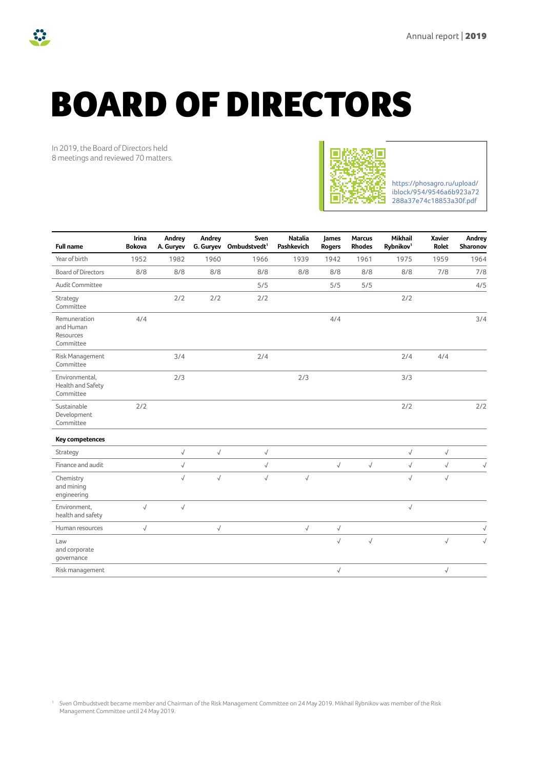# BOARD OF DIRECTORS

In 2019, the Board of Directors held 8 meetings and reviewed 70 matters.

https://phosagro.ru/upload/iblock/954/9546a6b923a72288a37e74c18853a30f.pdf

| Full name | Irina Bokova | Andrey A. Guryev | Andrey G. Guryev | Sven Ombudstvedt[1] | Natalia Pashkevich | James Rogers | Marcus Rhodes | Mikhail Rybnikov[1] | Xavier Rolet | Andrey Sharonov |
|---|---|---|---|---|---|---|---|---|---|---|
| Year of birth | 1952 | 1982 | 1960 | 1966 | 1939 | 1942 | 1961 | 1975 | 1959 | 1964 |
| Board of Directors | 8/8 | 8/8 | 8/8 | 8/8 | 8/8 | 8/8 | 8/8 | 8/8 | 7/8 | 7/8 |
| Audit Committee | | | | 5/5 | | 5/5 | 5/5 | | | 4/5 |
| Strategy Committee | | 2/2 | 2/2 | 2/2 | | | | 2/2 | | |
| Remuneration and Human Resources Committee | 4/4 | | | | | 4/4 | | | | 3/4 |
| Risk Management Committee | | 3/4 | | 2/4 | | | | 2/4 | 4/4 | |
| Environmental, Health and Safety Committee | | 2/3 | | | 2/3 | | | 3/3 | | |
| Sustainable Development Committee | 2/2 | | | | | | | 2/2 | | 2/2 |
| **Key competences** | | | | | | | | | | |
| Strategy | | √ | √ | √ | | | | √ | √ | |
| Finance and audit | | √ | | √ | | √ | √ | √ | √ | √ |
| Chemistry and mining engineering | | √ | √ | √ | √ | | | √ | √ | |
| Environment, health and safety | √ | √ | | | | | | √ | | |
| Human resources | √ | | √ | | √ | √ | | | | √ |
| Law and corporate governance | | | | | | √ | √ | | √ | √ |
| Risk management | | | | | | √ | | | √ | |

[1] Sven Ombudstvedt became member and Chairman of the Risk Management Committee on 24 May 2019. Mikhail Rybnikov was member of the Risk Management Committee until 24 May 2019.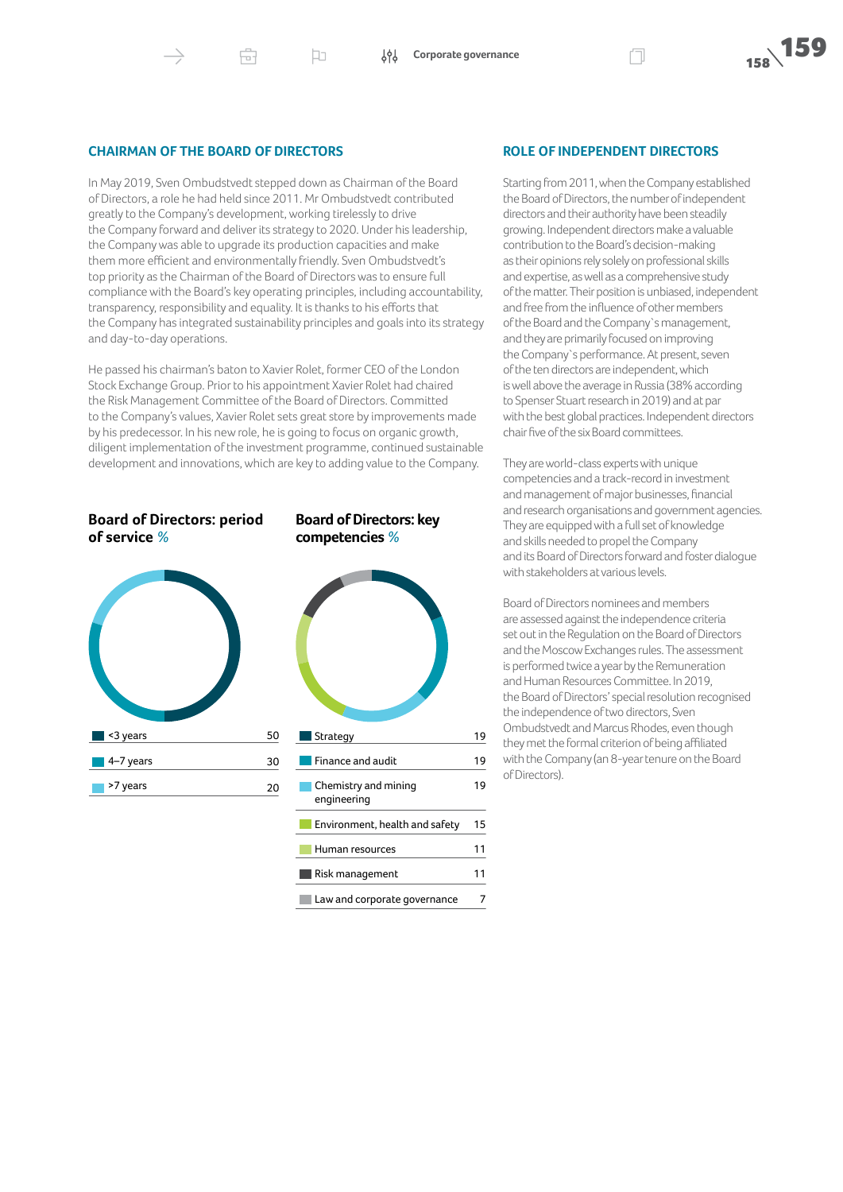## CHAIRMAN OF THE BOARD OF DIRECTORS

In May 2019, Sven Ombudstvedt stepped down as Chairman of the Board of Directors, a role he had held since 2011. Mr Ombudstvedt contributed greatly to the Company's development, working tirelessly to drive the Company forward and deliver its strategy to 2020. Under his leadership, the Company was able to upgrade its production capacities and make them more efficient and environmentally friendly. Sven Ombudstvedt's top priority as the Chairman of the Board of Directors was to ensure full compliance with the Board's key operating principles, including accountability, transparency, responsibility and equality. It is thanks to his efforts that the Company has integrated sustainability principles and goals into its strategy and day-to-day operations.

He passed his chairman's baton to Xavier Rolet, former CEO of the London Stock Exchange Group. Prior to his appointment Xavier Rolet had chaired the Risk Management Committee of the Board of Directors. Committed to the Company's values, Xavier Rolet sets great store by improvements made by his predecessor. In his new role, he is going to focus on organic growth, diligent implementation of the investment programme, continued sustainable development and innovations, which are key to adding value to the Company.

### Board of Directors: period of service %

| | |
|---|---|
| <3 years | 50 |
| 4–7 years | 30 |
| >7 years | 20 |

### Board of Directors: key competencies %

| | |
|---|---|
| Strategy | 19 |
| Finance and audit | 19 |
| Chemistry and mining engineering | 19 |
| Environment, health and safety | 15 |
| Human resources | 11 |
| Risk management | 11 |
| Law and corporate governance | 7 |

## ROLE OF INDEPENDENT DIRECTORS

Starting from 2011, when the Company established the Board of Directors, the number of independent directors and their authority have been steadily growing. Independent directors make a valuable contribution to the Board's decision-making as their opinions rely solely on professional skills and expertise, as well as a comprehensive study of the matter. Their position is unbiased, independent and free from the influence of other members of the Board and the Company`s management, and they are primarily focused on improving the Company`s performance. At present, seven of the ten directors are independent, which is well above the average in Russia (38% according to Spenser Stuart research in 2019) and at par with the best global practices. Independent directors chair five of the six Board committees.

They are world-class experts with unique competencies and a track-record in investment and management of major businesses, financial and research organisations and government agencies. They are equipped with a full set of knowledge and skills needed to propel the Company and its Board of Directors forward and foster dialogue with stakeholders at various levels.

Board of Directors nominees and members are assessed against the independence criteria set out in the Regulation on the Board of Directors and the Moscow Exchanges rules. The assessment is performed twice a year by the Remuneration and Human Resources Committee. In 2019, the Board of Directors' special resolution recognised the independence of two directors, Sven Ombudstvedt and Marcus Rhodes, even though they met the formal criterion of being affiliated with the Company (an 8-year tenure on the Board of Directors).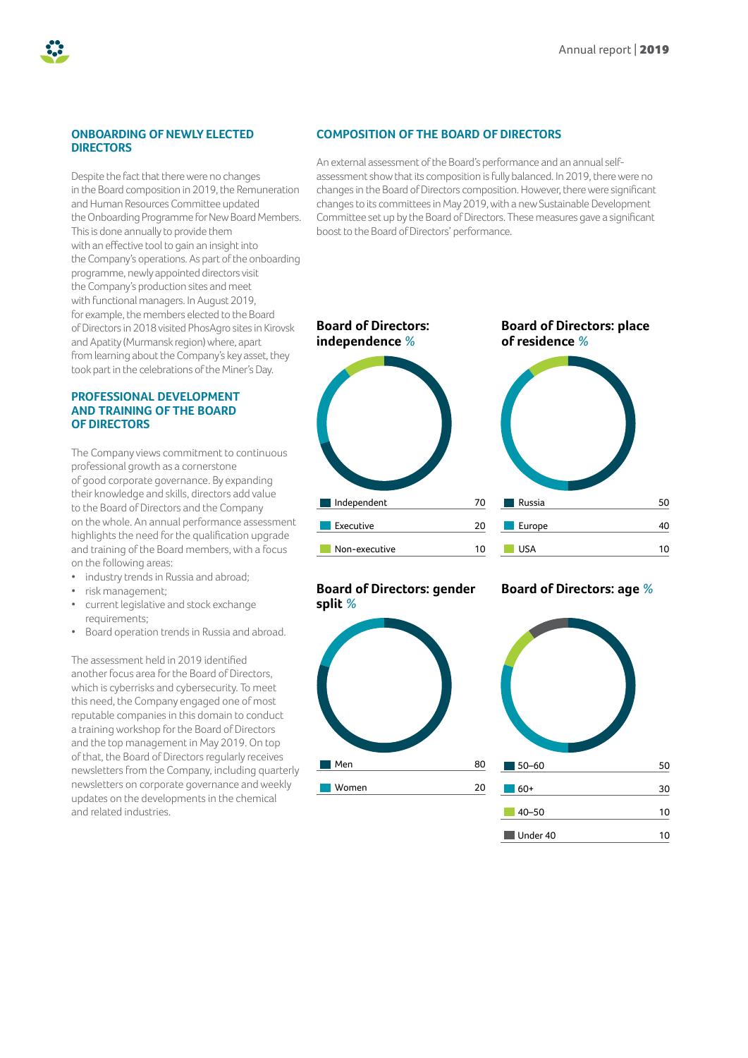## ONBOARDING OF NEWLY ELECTED DIRECTORS

Despite the fact that there were no changes in the Board composition in 2019, the Remuneration and Human Resources Committee updated the Onboarding Programme for New Board Members. This is done annually to provide them with an effective tool to gain an insight into the Company's operations. As part of the onboarding programme, newly appointed directors visit the Company's production sites and meet with functional managers. In August 2019, for example, the members elected to the Board of Directors in 2018 visited PhosAgro sites in Kirovsk and Apatity (Murmansk region) where, apart from learning about the Company's key asset, they took part in the celebrations of the Miner's Day.

## PROFESSIONAL DEVELOPMENT AND TRAINING OF THE BOARD OF DIRECTORS

The Company views commitment to continuous professional growth as a cornerstone of good corporate governance. By expanding their knowledge and skills, directors add value to the Board of Directors and the Company on the whole. An annual performance assessment highlighted the need for the qualification upgrade and training of the Board members, with a focus on the following areas:

- industry trends in Russia and abroad;
- risk management;
- current legislative and stock exchange requirements;
- Board operation trends in Russia and abroad.

The assessment held in 2019 identified another focus area for the Board of Directors, which is cyberrisks and cybersecurity. To meet this need, the Company engaged one of most reputable companies in this domain to conduct a training workshop for the Board of Directors and the top management in May 2019. On top of that, the Board of Directors regularly receives newsletters from the Company, including quarterly newsletters on corporate governance and weekly updates on the developments in the chemical and related industries.

## COMPOSITION OF THE BOARD OF DIRECTORS

An external assessment of the Board's performance and an annual self-assessment show that its composition is fully balanced. In 2019, there were no changes in the Board of Directors composition. However, there were significant changes to its committees in May 2019, with a new Sustainable Development Committee set up by the Board of Directors. These measures gave a significant boost to the Board of Directors' performance.

### Board of Directors: independence %

| | |
|---|---|
| Independent | 70 |
| Executive | 20 |
| Non-executive | 10 |

### Board of Directors: place of residence %

| | |
|---|---|
| Russia | 50 |
| Europe | 40 |
| USA | 10 |

### Board of Directors: gender split %

| | |
|---|---|
| Men | 80 |
| Women | 20 |

### Board of Directors: age %

| | |
|---|---|
| 50–60 | 50 |
| 60+ | 30 |
| 40–50 | 10 |
| Under 40 | 10 |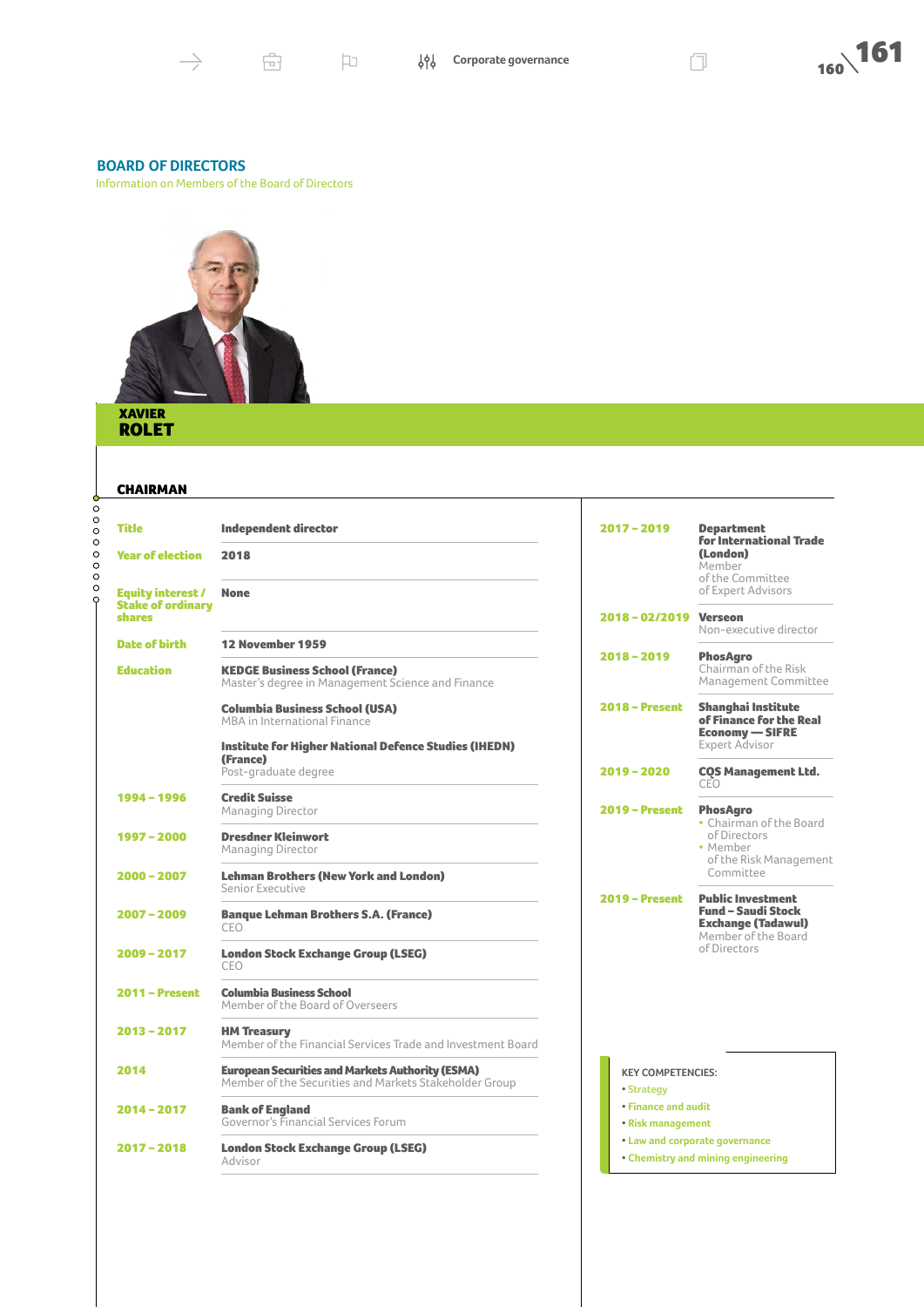## BOARD OF DIRECTORS

Information on Members of the Board of Directors

# XAVIER ROLET

### CHAIRMAN

| | |
|---|---|
| Title | **Independent director** |
| Year of election | **2018** |
| Equity interest / Stake of ordinary shares | **None** |
| Date of birth | **12 November 1959** |
| Education | **KEDGE Business School (France)** Master's degree in Management Science and Finance<br>**Columbia Business School (USA)** MBA in International Finance<br>**Institute for Higher National Defence Studies (IHEDN) (France)** Post-graduate degree |
| 1994 – 1996 | **Credit Suisse** Managing Director |
| 1997 – 2000 | **Dresdner Kleinwort** Managing Director |
| 2000 – 2007 | **Lehman Brothers (New York and London)** Senior Executive |
| 2007 – 2009 | **Banque Lehman Brothers S.A. (France)** CEO |
| 2009 – 2017 | **London Stock Exchange Group (LSEG)** CEO |
| 2011 – Present | **Columbia Business School** Member of the Board of Overseers |
| 2013 – 2017 | **HM Treasury** Member of the Financial Services Trade and Investment Board |
| 2014 | **European Securities and Markets Authority (ESMA)** Member of the Securities and Markets Stakeholder Group |
| 2014 – 2017 | **Bank of England** Governor's Financial Services Forum |
| 2017 – 2018 | **London Stock Exchange Group (LSEG)** Advisor |
| 2017 – 2019 | **Department for International Trade (London)** Member of the Committee of Expert Advisors |
| 2018 – 02/2019 | **Verseon** Non-executive director |
| 2018 – 2019 | **PhosAgro** Chairman of the Risk Management Committee |
| 2018 – Present | **Shanghai Institute of Finance for the Real Economy — SIFRE** Expert Advisor |
| 2019 – 2020 | **CQS Management Ltd.** CEO |
| 2019 – Present | **PhosAgro**<br>• Chairman of the Board of Directors<br>• Member of the Risk Management Committee |
| 2019 – Present | **Public Investment Fund – Saudi Stock Exchange (Tadawul)** Member of the Board of Directors |

KEY COMPETENCIES:

- Strategy
- Finance and audit
- Risk management
- Law and corporate governance
- Chemistry and mining engineering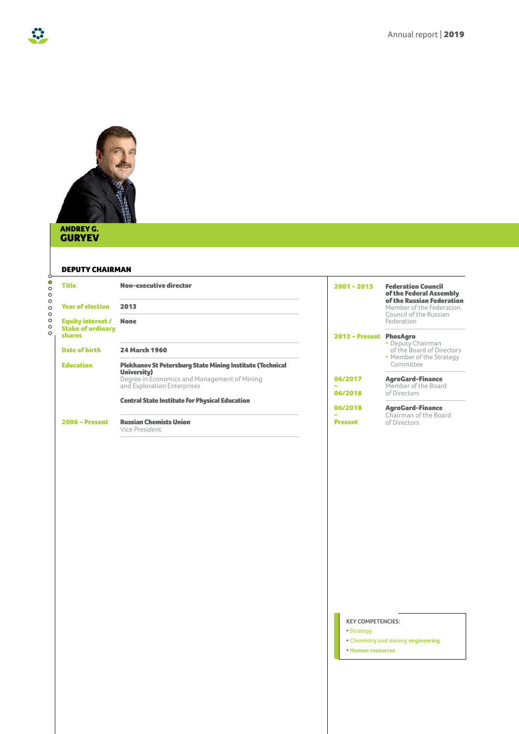## ANDREY G. GURYEV

### DEPUTY CHAIRMAN

| | |
|---|---|
| **Title** | **Non-executive director** |
| **Year of election** | **2013** |
| **Equity interest / Stake of ordinary shares** | **None** |
| **Date of birth** | **24 March 1960** |
| **Education** | **Plekhanov St Petersburg State Mining Institute (Technical University)**<br>Degree in Economics and Management of Mining and Exploration Enterprises<br><br>**Central State Institute for Physical Education** |
| **2006 – Present** | **Russian Chemists Union**<br>Vice President |

| | |
|---|---|
| **2001 – 2013** | **Federation Council of the Federal Assembly of the Russian Federation**<br>Member of the Federation Council of the Russian Federation |
| **2013 – Present** | **PhosAgro**<br>• Deputy Chairman of the Board of Directors<br>• Member of the Strategy Committee |
| **06/2017 – 06/2018** | **AgroGard-Finance**<br>Member of the Board of Directors |
| **06/2018 – Present** | **AgroGard-Finance**<br>Chairman of the Board of Directors |

KEY COMPETENCIES:
- Strategy
- Chemistry and mining engineering
- Human resources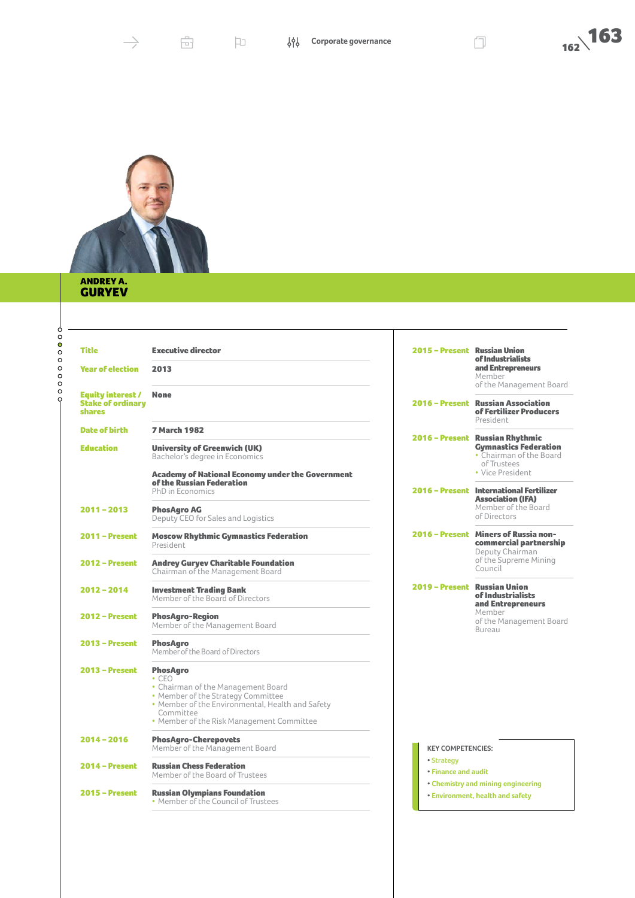## ANDREY A. GURYEV

| | |
|---|---|
| **Title** | **Executive director** |
| **Year of election** | **2013** |
| **Equity interest / Stake of ordinary shares** | **None** |
| **Date of birth** | **7 March 1982** |
| **Education** | **University of Greenwich (UK)** Bachelor's degree in Economics<br><br>**Academy of National Economy under the Government of the Russian Federation** PhD in Economics |
| **2011 – 2013** | **PhosAgro AG** Deputy CEO for Sales and Logistics |
| **2011 – Present** | **Moscow Rhythmic Gymnastics Federation** President |
| **2012 – Present** | **Andrey Guryev Charitable Foundation** Chairman of the Management Board |
| **2012 – 2014** | **Investment Trading Bank** Member of the Board of Directors |
| **2012 – Present** | **PhosAgro-Region** Member of the Management Board |
| **2013 – Present** | **PhosAgro** Member of the Board of Directors |
| **2013 – Present** | **PhosAgro**<br>• CEO<br>• Chairman of the Management Board<br>• Member of the Strategy Committee<br>• Member of the Environmental, Health and Safety Committee<br>• Member of the Risk Management Committee |
| **2014 – 2016** | **PhosAgro-Cherepovets** Member of the Management Board |
| **2014 – Present** | **Russian Chess Federation** Member of the Board of Trustees |
| **2015 – Present** | **Russian Olympians Foundation**<br>• Member of the Council of Trustees |
| **2015 – Present** | **Russian Union of Industrialists and Entrepreneurs** Member of the Management Board |
| **2016 – Present** | **Russian Association of Fertilizer Producers** President |
| **2016 – Present** | **Russian Rhythmic Gymnastics Federation**<br>• Chairman of the Board of Trustees<br>• Vice President |
| **2016 – Present** | **International Fertilizer Association (IFA)** Member of the Board of Directors |
| **2016 – Present** | **Miners of Russia non-commercial partnership** Deputy Chairman of the Supreme Mining Council |
| **2019 – Present** | **Russian Union of Industrialists and Entrepreneurs** Member of the Management Board Bureau |

KEY COMPETENCIES:
- Strategy
- Finance and audit
- Chemistry and mining engineering
- Environment, health and safety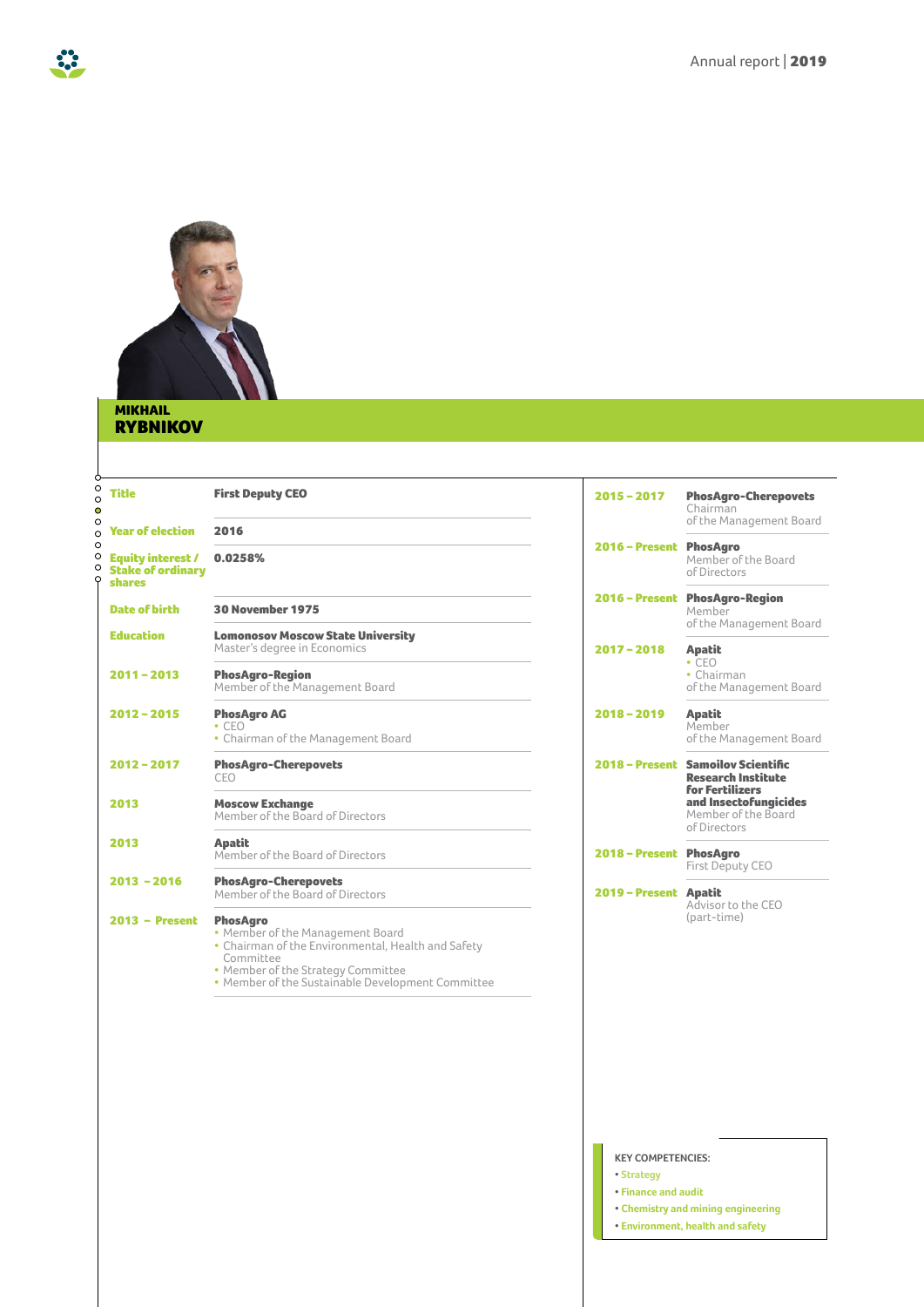# MIKHAIL RYBNIKOV

| | |
|---|---|
| **Title** | **First Deputy CEO** |
| **Year of election** | **2016** |
| **Equity interest / Stake of ordinary shares** | **0.0258%** |
| **Date of birth** | **30 November 1975** |
| **Education** | **Lomonosov Moscow State University**<br>Master's degree in Economics |
| **2011 – 2013** | **PhosAgro-Region**<br>Member of the Management Board |
| **2012 – 2015** | **PhosAgro AG**<br>• CEO<br>• Chairman of the Management Board |
| **2012 – 2017** | **PhosAgro-Cherepovets**<br>CEO |
| **2013** | **Moscow Exchange**<br>Member of the Board of Directors |
| **2013** | **Apatit**<br>Member of the Board of Directors |
| **2013 – 2016** | **PhosAgro-Cherepovets**<br>Member of the Board of Directors |
| **2013 – Present** | **PhosAgro**<br>• Member of the Management Board<br>• Chairman of the Environmental, Health and Safety Committee<br>• Member of the Strategy Committee<br>• Member of the Sustainable Development Committee |
| **2015 – 2017** | **PhosAgro-Cherepovets**<br>Chairman of the Management Board |
| **2016 – Present** | **PhosAgro**<br>Member of the Board of Directors |
| **2016 – Present** | **PhosAgro-Region**<br>Member of the Management Board |
| **2017 – 2018** | **Apatit**<br>• CEO<br>• Chairman of the Management Board |
| **2018 – 2019** | **Apatit**<br>Member of the Management Board |
| **2018 – Present** | **Samoilov Scientific Research Institute for Fertilizers and Insectofungicides**<br>Member of the Board of Directors |
| **2018 – Present** | **PhosAgro**<br>First Deputy CEO |
| **2019 – Present** | **Apatit**<br>Advisor to the CEO (part-time) |

**KEY COMPETENCIES:**

- Strategy
- Finance and audit
- Chemistry and mining engineering
- Environment, health and safety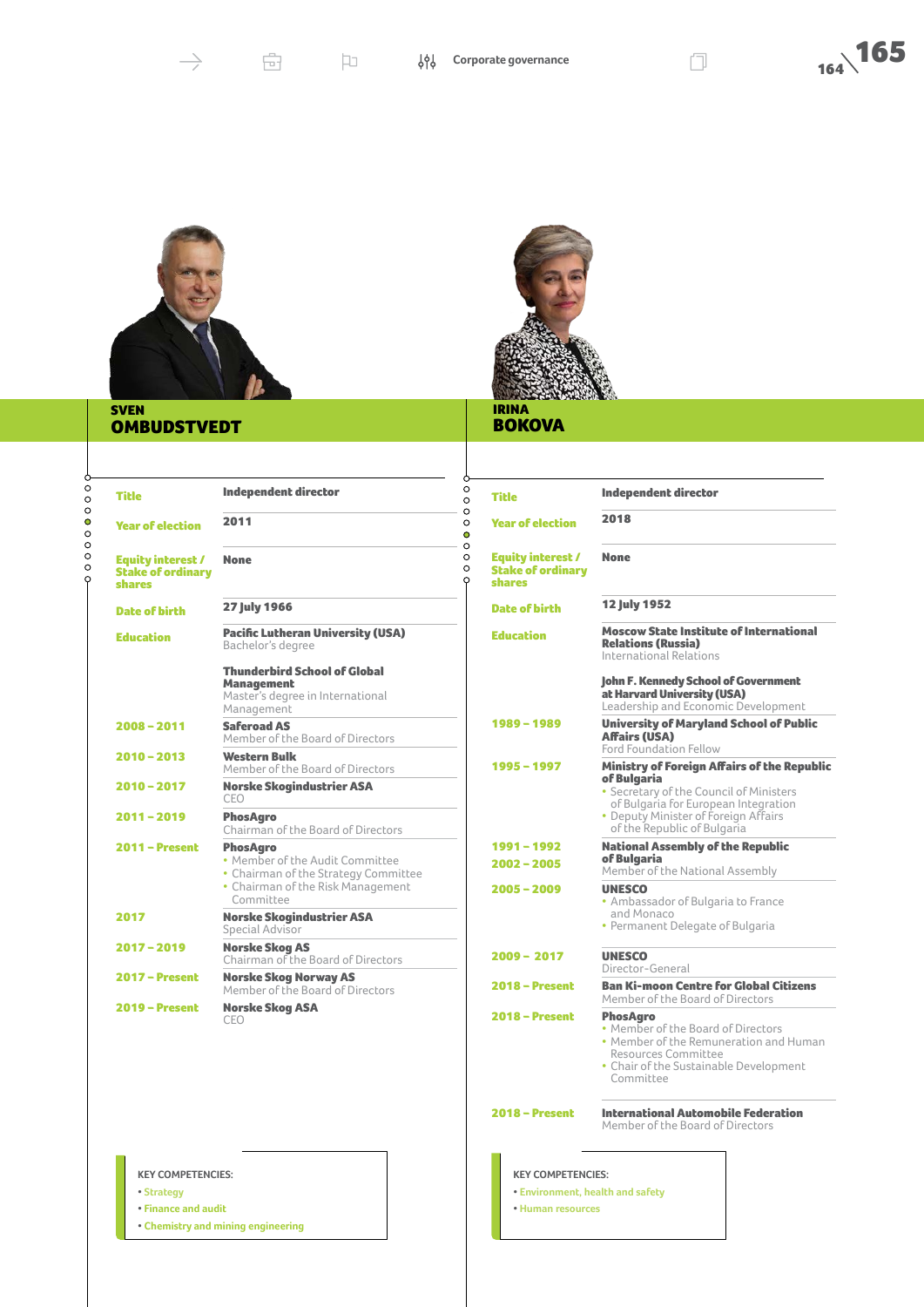## SVEN OMBUDSTVEDT

| | |
|---|---|
| Title | Independent director |
| Year of election | 2011 |
| Equity interest / Stake of ordinary shares | None |
| Date of birth | 27 July 1966 |
| Education | **Pacific Lutheran University (USA)** Bachelor's degree |
| | **Thunderbird School of Global Management** Master's degree in International Management |
| 2008 – 2011 | **Saferoad AS** Member of the Board of Directors |
| 2010 – 2013 | **Western Bulk** Member of the Board of Directors |
| 2010 – 2017 | **Norske Skogindustrier ASA** CEO |
| 2011 – 2019 | **PhosAgro** Chairman of the Board of Directors |
| 2011 – Present | **PhosAgro** • Member of the Audit Committee • Chairman of the Strategy Committee • Chairman of the Risk Management Committee |
| 2017 | **Norske Skogindustrier ASA** Special Advisor |
| 2017 – 2019 | **Norske Skog AS** Chairman of the Board of Directors |
| 2017 – Present | **Norske Skog Norway AS** Member of the Board of Directors |
| 2019 – Present | **Norske Skog ASA** CEO |

KEY COMPETENCIES:
- Strategy
- Finance and audit
- Chemistry and mining engineering

## IRINA BOKOVA

| | |
|---|---|
| Title | Independent director |
| Year of election | 2018 |
| Equity interest / Stake of ordinary shares | None |
| Date of birth | 12 July 1952 |
| Education | **Moscow State Institute of International Relations (Russia)** International Relations |
| | **John F. Kennedy School of Government at Harvard University (USA)** Leadership and Economic Development |
| 1989 – 1989 | **University of Maryland School of Public Affairs (USA)** Ford Foundation Fellow |
| 1995 – 1997 | **Ministry of Foreign Affairs of the Republic of Bulgaria** • Secretary of the Council of Ministers of Bulgaria for European Integration • Deputy Minister of Foreign Affairs of the Republic of Bulgaria |
| 1991 – 1992, 2002 – 2005 | **National Assembly of the Republic of Bulgaria** Member of the National Assembly |
| 2005 – 2009 | **UNESCO** • Ambassador of Bulgaria to France and Monaco • Permanent Delegate of Bulgaria |
| 2009 – 2017 | **UNESCO** Director-General |
| 2018 – Present | **Ban Ki-moon Centre for Global Citizens** Member of the Board of Directors |
| 2018 – Present | **PhosAgro** • Member of the Board of Directors • Member of the Remuneration and Human Resources Committee • Chair of the Sustainable Development Committee |
| 2018 – Present | **International Automobile Federation** Member of the Board of Directors |

KEY COMPETENCIES:
- Environment, health and safety
- Human resources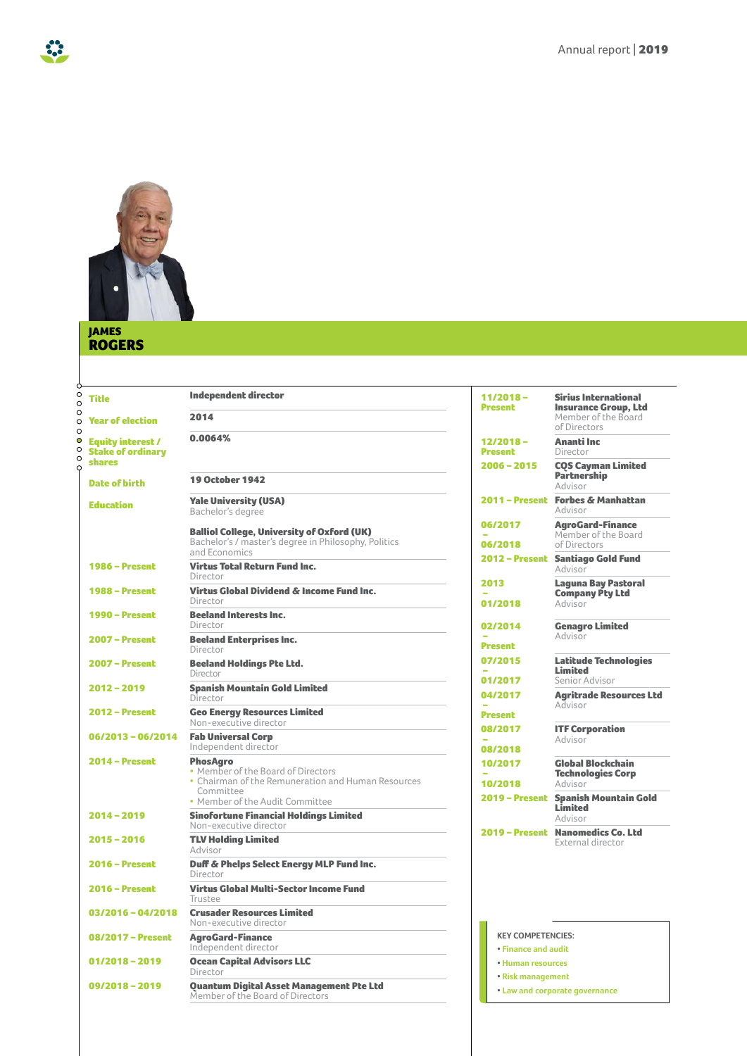# JAMES ROGERS

| | |
|---|---|
| **Title** | **Independent director** |
| **Year of election** | **2014** |
| **Equity interest / Stake of ordinary shares** | **0.0064%** |
| **Date of birth** | **19 October 1942** |
| **Education** | **Yale University (USA)**<br>Bachelor's degree<br><br>**Balliol College, University of Oxford (UK)**<br>Bachelor's / master's degree in Philosophy, Politics and Economics |
| **1986 – Present** | **Virtus Total Return Fund Inc.**<br>Director |
| **1988 – Present** | **Virtus Global Dividend & Income Fund Inc.**<br>Director |
| **1990 – Present** | **Beeland Interests Inc.**<br>Director |
| **2007 – Present** | **Beeland Enterprises Inc.**<br>Director |
| **2007 – Present** | **Beeland Holdings Pte Ltd.**<br>Director |
| **2012 – 2019** | **Spanish Mountain Gold Limited**<br>Director |
| **2012 – Present** | **Geo Energy Resources Limited**<br>Non-executive director |
| **06/2013 – 06/2014** | **Fab Universal Corp**<br>Independent director |
| **2014 – Present** | **PhosAgro**<br>• Member of the Board of Directors<br>• Chairman of the Remuneration and Human Resources Committee<br>• Member of the Audit Committee |
| **2014 – 2019** | **Sinofortune Financial Holdings Limited**<br>Non-executive director |
| **2015 – 2016** | **TLV Holding Limited**<br>Advisor |
| **2016 – Present** | **Duff & Phelps Select Energy MLP Fund Inc.**<br>Director |
| **2016 – Present** | **Virtus Global Multi-Sector Income Fund**<br>Trustee |
| **03/2016 – 04/2018** | **Crusader Resources Limited**<br>Non-executive director |
| **08/2017 – Present** | **AgroGard-Finance**<br>Independent director |
| **01/2018 – 2019** | **Ocean Capital Advisors LLC**<br>Director |
| **09/2018 – 2019** | **Quantum Digital Asset Management Pte Ltd**<br>Member of the Board of Directors |
| **11/2018 – Present** | **Sirius International Insurance Group, Ltd**<br>Member of the Board of Directors |
| **12/2018 – Present** | **Ananti Inc**<br>Director |
| **2006 – 2015** | **CQS Cayman Limited Partnership**<br>Advisor |
| **2011 – Present** | **Forbes & Manhattan**<br>Advisor |
| **06/2017 – 06/2018** | **AgroGard-Finance**<br>Member of the Board of Directors |
| **2012 – Present** | **Santiago Gold Fund**<br>Advisor |
| **2013 – 01/2018** | **Laguna Bay Pastoral Company Pty Ltd**<br>Advisor |
| **02/2014 – Present** | **Genagro Limited**<br>Advisor |
| **07/2015 – 01/2017** | **Latitude Technologies Limited**<br>Senior Advisor |
| **04/2017 – Present** | **Agritrade Resources Ltd**<br>Advisor |
| **08/2017 – 08/2018** | **ITF Corporation**<br>Advisor |
| **10/2017 – 10/2018** | **Global Blockchain Technologies Corp**<br>Advisor |
| **2019 – Present** | **Spanish Mountain Gold Limited**<br>Advisor |
| **2019 – Present** | **Nanomedics Co. Ltd**<br>External director |

KEY COMPETENCIES:

- Finance and audit
- Human resources
- Risk management
- Law and corporate governance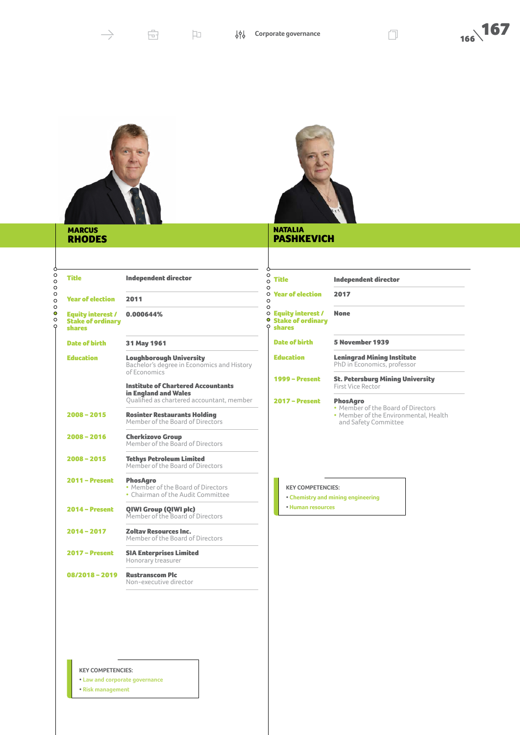## MARCUS RHODES

| | |
|---|---|
| Title | Independent director |
| Year of election | 2011 |
| Equity interest / Stake of ordinary shares | 0.000644% |
| Date of birth | 31 May 1961 |
| Education | **Loughborough University**<br>Bachelor's degree in Economics and History of Economics<br><br>**Institute of Chartered Accountants in England and Wales**<br>Qualified as chartered accountant, member |
| 2008 – 2015 | **Rosinter Restaurants Holding**<br>Member of the Board of Directors |
| 2008 – 2016 | **Cherkizovo Group**<br>Member of the Board of Directors |
| 2008 – 2015 | **Tethys Petroleum Limited**<br>Member of the Board of Directors |
| 2011 – Present | **PhosAgro**<br>• Member of the Board of Directors<br>• Chairman of the Audit Committee |
| 2014 – Present | **QIWI Group (QIWI plc)**<br>Member of the Board of Directors |
| 2014 – 2017 | **Zoltav Resources Inc.**<br>Member of the Board of Directors |
| 2017 – Present | **SIA Enterprises Limited**<br>Honorary treasurer |
| 08/2018 – 2019 | **Rustranscom Plc**<br>Non-executive director |

KEY COMPETENCIES:
- Law and corporate governance
- Risk management

## NATALIA PASHKEVICH

| | |
|---|---|
| Title | Independent director |
| Year of election | 2017 |
| Equity interest / Stake of ordinary shares | None |
| Date of birth | 5 November 1939 |
| Education | **Leningrad Mining Institute**<br>PhD in Economics, professor |
| 1999 – Present | **St. Petersburg Mining University**<br>First Vice Rector |
| 2017 – Present | **PhosAgro**<br>• Member of the Board of Directors<br>• Member of the Environmental, Health and Safety Committee |

KEY COMPETENCIES:
- Chemistry and mining engineering
- Human resources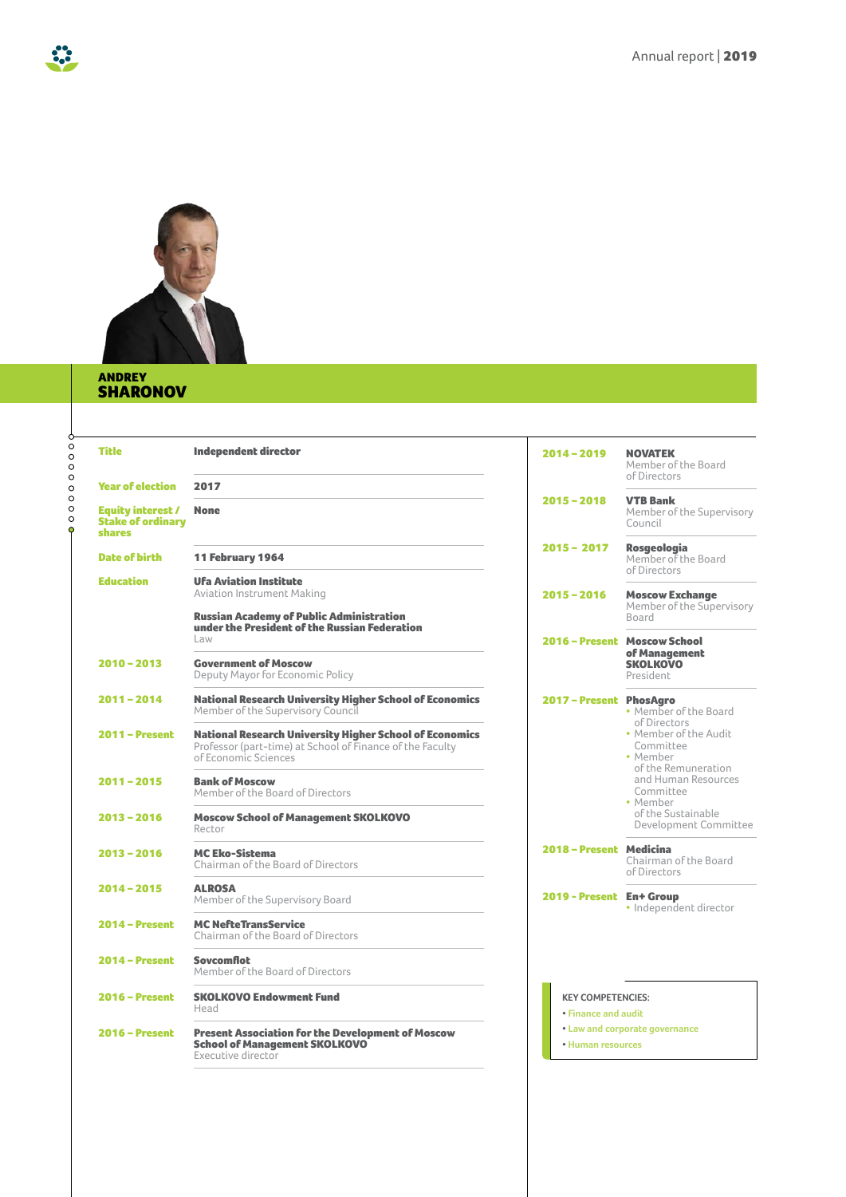## ANDREY SHARONOV

| | |
|---|---|
| **Title** | **Independent director** |
| **Year of election** | **2017** |
| **Equity interest / Stake of ordinary shares** | **None** |
| **Date of birth** | **11 February 1964** |
| **Education** | **Ufa Aviation Institute**<br>Aviation Instrument Making<br><br>**Russian Academy of Public Administration under the President of the Russian Federation**<br>Law |
| **2010 – 2013** | **Government of Moscow**<br>Deputy Mayor for Economic Policy |
| **2011 – 2014** | **National Research University Higher School of Economics**<br>Member of the Supervisory Council |
| **2011 – Present** | **National Research University Higher School of Economics**<br>Professor (part-time) at School of Finance of the Faculty of Economic Sciences |
| **2011 – 2015** | **Bank of Moscow**<br>Member of the Board of Directors |
| **2013 – 2016** | **Moscow School of Management SKOLKOVO**<br>Rector |
| **2013 – 2016** | **MC Eko-Sistema**<br>Chairman of the Board of Directors |
| **2014 – 2015** | **ALROSA**<br>Member of the Supervisory Board |
| **2014 – Present** | **MC NefteTransService**<br>Chairman of the Board of Directors |
| **2014 – Present** | **Sovcomflot**<br>Member of the Board of Directors |
| **2016 – Present** | **SKOLKOVO Endowment Fund**<br>Head |
| **2016 – Present** | **Present Association for the Development of Moscow School of Management SKOLKOVO**<br>Executive director |
| **2014 – 2019** | **NOVATEK**<br>Member of the Board of Directors |
| **2015 – 2018** | **VTB Bank**<br>Member of the Supervisory Council |
| **2015 – 2017** | **Rosgeologia**<br>Member of the Board of Directors |
| **2015 – 2016** | **Moscow Exchange**<br>Member of the Supervisory Board |
| **2016 – Present** | **Moscow School of Management SKOLKOVO**<br>President |
| **2017 – Present** | **PhosAgro**<br>• Member of the Board of Directors<br>• Member of the Audit Committee<br>• Member of the Remuneration and Human Resources Committee<br>• Member of the Sustainable Development Committee |
| **2018 – Present** | **Medicina**<br>Chairman of the Board of Directors |
| **2019 - Present** | **En+ Group**<br>• Independent director |

KEY COMPETENCIES:

- Finance and audit
- Law and corporate governance
- Human resources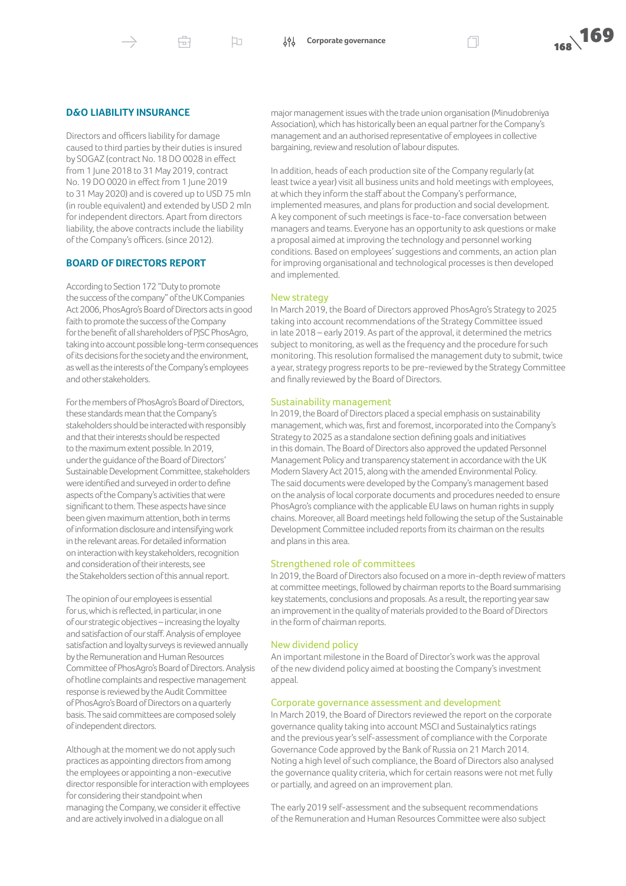## D&O LIABILITY INSURANCE

Directors and officers liability for damage caused to third parties by their duties is insured by SOGAZ (contract No. 18 DO 0028 in effect from 1 June 2018 to 31 May 2019, contract No. 19 DO 0020 in effect from 1 June 2019 to 31 May 2020) and is covered up to USD 75 mln (in rouble equivalent) and extended by USD 2 mln for independent directors. Apart from directors liability, the above contracts include the liability of the Company's officers. (since 2012).

## BOARD OF DIRECTORS REPORT

According to Section 172 "Duty to promote the success of the company" of the UK Companies Act 2006, PhosAgro's Board of Directors acts in good faith to promote the success of the Company for the benefit of all shareholders of PJSC PhosAgro, taking into account possible long-term consequences of its decisions for the society and the environment, as well as the interests of the Company's employees and other stakeholders.

For the members of PhosAgro's Board of Directors, these standards mean that the Company's stakeholders should be interacted with responsibly and that their interests should be respected to the maximum extent possible. In 2019, under the guidance of the Board of Directors' Sustainable Development Committee, stakeholders were identified and surveyed in order to define aspects of the Company's activities that were significant to them. These aspects have since been given maximum attention, both in terms of information disclosure and intensifying work in the relevant areas. For detailed information on interaction with key stakeholders, recognition and consideration of their interests, see the Stakeholders section of this annual report.

The opinion of our employees is essential for us, which is reflected, in particular, in one of our strategic objectives – increasing the loyalty and satisfaction of our staff. Analysis of employee satisfaction and loyalty surveys is reviewed annually by the Remuneration and Human Resources Committee of PhosAgro's Board of Directors. Analysis of hotline complaints and respective management response is reviewed by the Audit Committee of PhosAgro's Board of Directors on a quarterly basis. The said committees are composed solely of independent directors.

Although at the moment we do not apply such practices as appointing directors from among the employees or appointing a non-executive director responsible for interaction with employees for considering their standpoint when managing the Company, we consider it effective and are actively involved in a dialogue on all major management issues with the trade union organisation (Minudobreniya Association), which has historically been an equal partner for the Company's management and an authorised representative of employees in collective bargaining, review and resolution of labour disputes.

In addition, heads of each production site of the Company regularly (at least twice a year) visit all business units and hold meetings with employees, at which they inform the staff about the Company's performance, implemented measures, and plans for production and social development. A key component of such meetings is face-to-face conversation between managers and teams. Everyone has an opportunity to ask questions or make a proposal aimed at improving the technology and personnel working conditions. Based on employees' suggestions and comments, an action plan for improving organisational and technological processes is then developed and implemented.

### New strategy

In March 2019, the Board of Directors approved PhosAgro's Strategy to 2025 taking into account recommendations of the Strategy Committee issued in late 2018 – early 2019. As part of the approval, it determined the metrics subject to monitoring, as well as the frequency and the procedure for such monitoring. This resolution formalised the management duty to submit, twice a year, strategy progress reports to be pre-reviewed by the Strategy Committee and finally reviewed by the Board of Directors.

### Sustainability management

In 2019, the Board of Directors placed a special emphasis on sustainability management, which was, first and foremost, incorporated into the Company's Strategy to 2025 as a standalone section defining goals and initiatives in this domain. The Board of Directors also approved the updated Personnel Management Policy and transparency statement in accordance with the UK Modern Slavery Act 2015, along with the amended Environmental Policy. The said documents were developed by the Company's management based on the analysis of local corporate documents and procedures needed to ensure PhosAgro's compliance with the applicable EU laws on human rights in supply chains. Moreover, all Board meetings held following the setup of the Sustainable Development Committee included reports from its chairman on the results and plans in this area.

### Strengthened role of committees

In 2019, the Board of Directors also focused on a more in-depth review of matters at committee meetings, followed by chairman reports to the Board summarising key statements, conclusions and proposals. As a result, the reporting year saw an improvement in the quality of materials provided to the Board of Directors in the form of chairman reports.

### New dividend policy

An important milestone in the Board of Director's work was the approval of the new dividend policy aimed at boosting the Company's investment appeal.

### Corporate governance assessment and development

In March 2019, the Board of Directors reviewed the report on the corporate governance quality taking into account MSCI and Sustainalytics ratings and the previous year's self-assessment of compliance with the Corporate Governance Code approved by the Bank of Russia on 21 March 2014. Noting a high level of such compliance, the Board of Directors also analysed the governance quality criteria, which for certain reasons were not met fully or partially, and agreed on an improvement plan.

The early 2019 self-assessment and the subsequent recommendations of the Remuneration and Human Resources Committee were also subject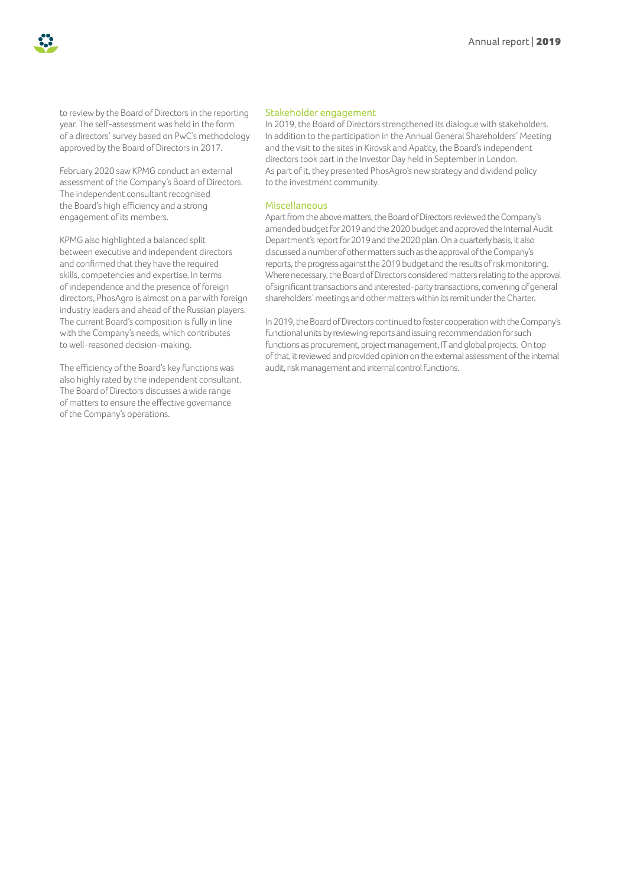to review by the Board of Directors in the reporting year. The self-assessment was held in the form of a directors' survey based on PwC's methodology approved by the Board of Directors in 2017.

February 2020 saw KPMG conduct an external assessment of the Company's Board of Directors. The independent consultant recognised the Board's high efficiency and a strong engagement of its members.

KPMG also highlighted a balanced split between executive and independent directors and confirmed that they have the required skills, competencies and expertise. In terms of independence and the presence of foreign directors, PhosAgro is almost on a par with foreign industry leaders and ahead of the Russian players. The current Board's composition is fully in line with the Company's needs, which contributes to well-reasoned decision-making.

The efficiency of the Board's key functions was also highly rated by the independent consultant. The Board of Directors discusses a wide range of matters to ensure the effective governance of the Company's operations.

### Stakeholder engagement

In 2019, the Board of Directors strengthened its dialogue with stakeholders. In addition to the participation in the Annual General Shareholders' Meeting and the visit to the sites in Kirovsk and Apatity, the Board's independent directors took part in the Investor Day held in September in London. As part of it, they presented PhosAgro's new strategy and dividend policy to the investment community.

### Miscellaneous

Apart from the above matters, the Board of Directors reviewed the Company's amended budget for 2019 and the 2020 budget and approved the Internal Audit Department's report for 2019 and the 2020 plan. On a quarterly basis, it also discussed a number of other matters such as the approval of the Company's reports, the progress against the 2019 budget and the results of risk monitoring. Where necessary, the Board of Directors considered matters relating to the approval of significant transactions and interested-party transactions, convening of general shareholders' meetings and other matters within its remit under the Charter.

In 2019, the Board of Directors continued to foster cooperation with the Company's functional units by reviewing reports and issuing recommendation for such functions as procurement, project management, IT and global projects. On top of that, it reviewed and provided opinion on the external assessment of the internal audit, risk management and internal control functions.